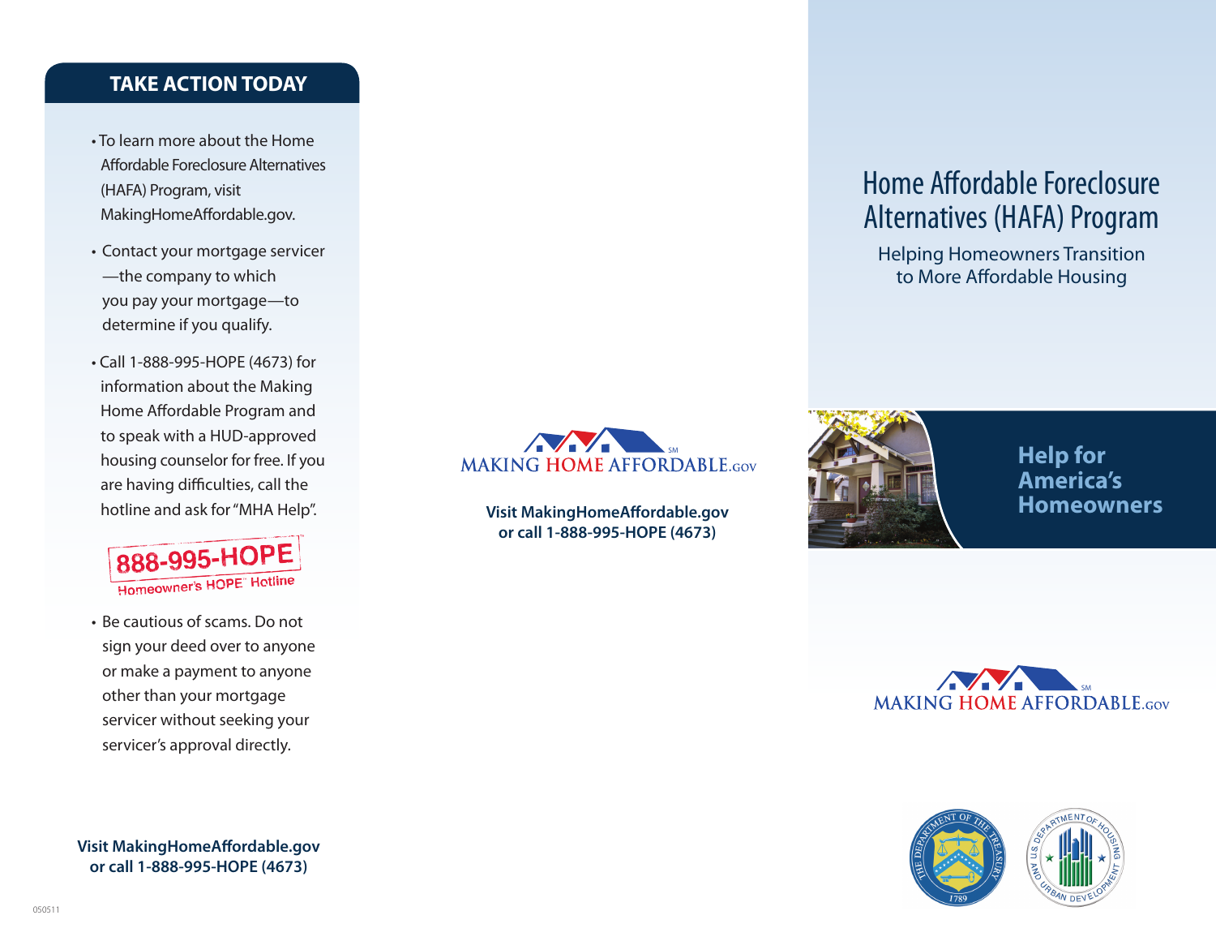## TAKE ACTION TODAY

- To learn more about the Home Affordable Foreclosure Alternatives (HAFA) Program, visit MakingHomeAffordable.gov.
- Contact your mortgage servicer—the company to which you pay your mortgage—to determine if you qualify.
- Call 1-888-995-HOPE (4673) for information about the Making Home Affordable Program and to speak with a HUD-approved housing counselor for free. If you are having difficulties, call the hotline and ask for "MHA Help".

888-995-HOPE
Homeowner's HOPE℠ Hotline

- Be cautious of scams. Do not sign your deed over to anyone or make a payment to anyone other than your mortgage servicer without seeking your servicer's approval directly.

**Visit MakingHomeAffordable.gov or call 1-888-995-HOPE (4673)**

050511

MAKING HOME AFFORDABLE.GOV℠

**Visit MakingHomeAffordable.gov or call 1-888-995-HOPE (4673)**

# Home Affordable Foreclosure Alternatives (HAFA) Program

Helping Homeowners Transition to More Affordable Housing

**Help for America's Homeowners**

MAKING HOME AFFORDABLE.GOV℠

THE DEPARTMENT OF THE TREASURY 1789

U.S. DEPARTMENT OF HOUSING AND URBAN DEVELOPMENT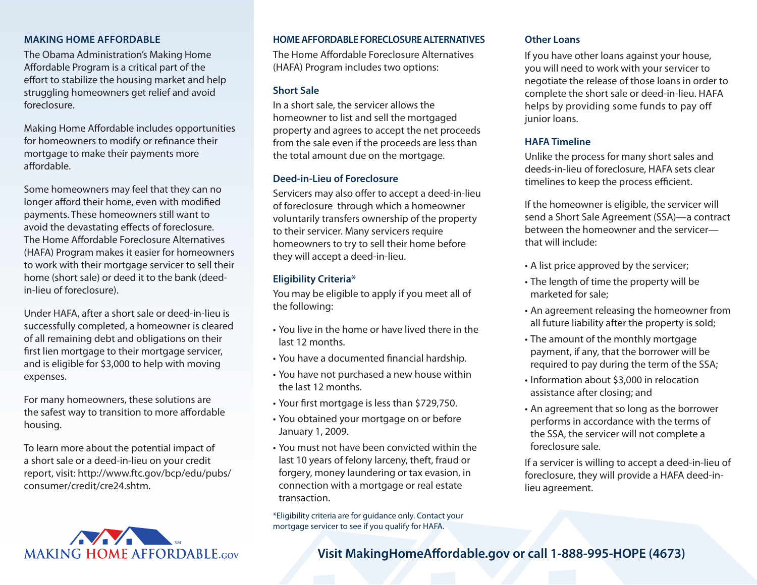## MAKING HOME AFFORDABLE

The Obama Administration's Making Home Affordable Program is a critical part of the effort to stabilize the housing market and help struggling homeowners get relief and avoid foreclosure.

Making Home Affordable includes opportunities for homeowners to modify or refinance their mortgage to make their payments more affordable.

Some homeowners may feel that they can no longer afford their home, even with modified payments. These homeowners still want to avoid the devastating effects of foreclosure. The Home Affordable Foreclosure Alternatives (HAFA) Program makes it easier for homeowners to work with their mortgage servicer to sell their home (short sale) or deed it to the bank (deed-in-lieu of foreclosure).

Under HAFA, after a short sale or deed-in-lieu is successfully completed, a homeowner is cleared of all remaining debt and obligations on their first lien mortgage to their mortgage servicer, and is eligible for $3,000 to help with moving expenses.

For many homeowners, these solutions are the safest way to transition to more affordable housing.

To learn more about the potential impact of a short sale or a deed-in-lieu on your credit report, visit: http://www.ftc.gov/bcp/edu/pubs/consumer/credit/cre24.shtm.

MAKING HOME AFFORDABLE.GOV

## HOME AFFORDABLE FORECLOSURE ALTERNATIVES

The Home Affordable Foreclosure Alternatives (HAFA) Program includes two options:

### Short Sale

In a short sale, the servicer allows the homeowner to list and sell the mortgaged property and agrees to accept the net proceeds from the sale even if the proceeds are less than the total amount due on the mortgage.

### Deed-in-Lieu of Foreclosure

Servicers may also offer to accept a deed-in-lieu of foreclosure through which a homeowner voluntarily transfers ownership of the property to their servicer. Many servicers require homeowners to try to sell their home before they will accept a deed-in-lieu.

### Eligibility Criteria*

You may be eligible to apply if you meet all of the following:

- You live in the home or have lived there in the last 12 months.
- You have a documented financial hardship.
- You have not purchased a new house within the last 12 months.
- Your first mortgage is less than $729,750.
- You obtained your mortgage on or before January 1, 2009.
- You must not have been convicted within the last 10 years of felony larceny, theft, fraud or forgery, money laundering or tax evasion, in connection with a mortgage or real estate transaction.

*Eligibility criteria are for guidance only. Contact your mortgage servicer to see if you qualify for HAFA.

### Other Loans

If you have other loans against your house, you will need to work with your servicer to negotiate the release of those loans in order to complete the short sale or deed-in-lieu. HAFA helps by providing some funds to pay off junior loans.

### HAFA Timeline

Unlike the process for many short sales and deeds-in-lieu of foreclosure, HAFA sets clear timelines to keep the process efficient.

If the homeowner is eligible, the servicer will send a Short Sale Agreement (SSA)—a contract between the homeowner and the servicer—that will include:

- A list price approved by the servicer;
- The length of time the property will be marketed for sale;
- An agreement releasing the homeowner from all future liability after the property is sold;
- The amount of the monthly mortgage payment, if any, that the borrower will be required to pay during the term of the SSA;
- Information about $3,000 in relocation assistance after closing; and
- An agreement that so long as the borrower performs in accordance with the terms of the SSA, the servicer will not complete a foreclosure sale.

If a servicer is willing to accept a deed-in-lieu of foreclosure, they will provide a HAFA deed-in-lieu agreement.

**Visit MakingHomeAffordable.gov or call 1-888-995-HOPE (4673)**